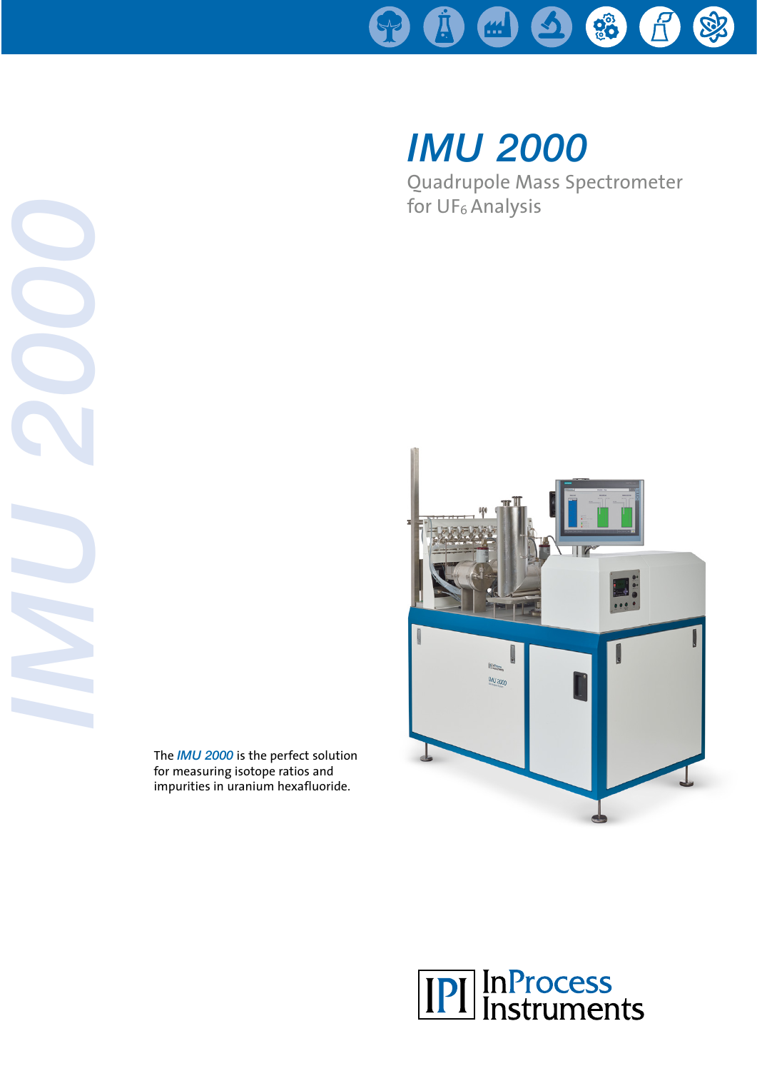# *IMU 2000*

Quadrupole Mass Spectrometer for $UF_6$ Analysis

The *IMU 2000* is the perfect solution for measuring isotope ratios and impurities in uranium hexafluoride.

InProcess Instruments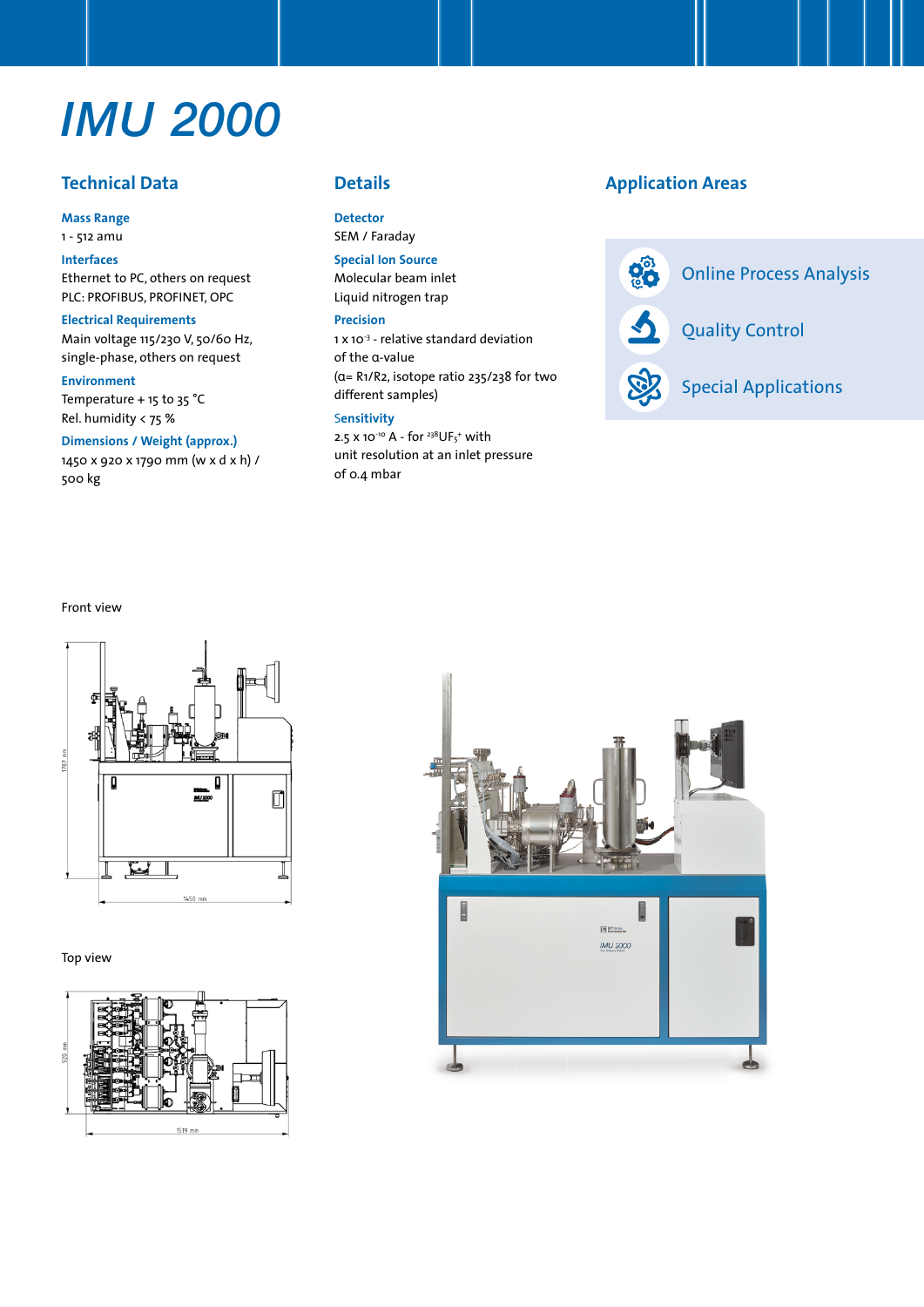# IMU 2000

## Technical Data

**Mass Range**
1 - 512 amu

**Interfaces**
Ethernet to PC, others on request
PLC: PROFIBUS, PROFINET, OPC

**Electrical Requirements**
Main voltage 115/230 V, 50/60 Hz, single-phase, others on request

**Environment**
Temperature + 15 to 35 °C
Rel. humidity < 75 %

**Dimensions / Weight (approx.)**
1450 x 920 x 1790 mm (w x d x h) / 500 kg

## Details

**Detector**
SEM / Faraday

**Special Ion Source**
Molecular beam inlet
Liquid nitrogen trap

**Precision**
$1 \times 10^{-3}$ - relative standard deviation of the α-value
(α= R1/R2, isotope ratio 235/238 for two different samples)

**Sensitivity**
$2.5 \times 10^{-10}$ A - for $^{238}UF_5^+$ with unit resolution at an inlet pressure of 0.4 mbar

## Application Areas

- Online Process Analysis
- Quality Control
- Special Applications

Front view

Top view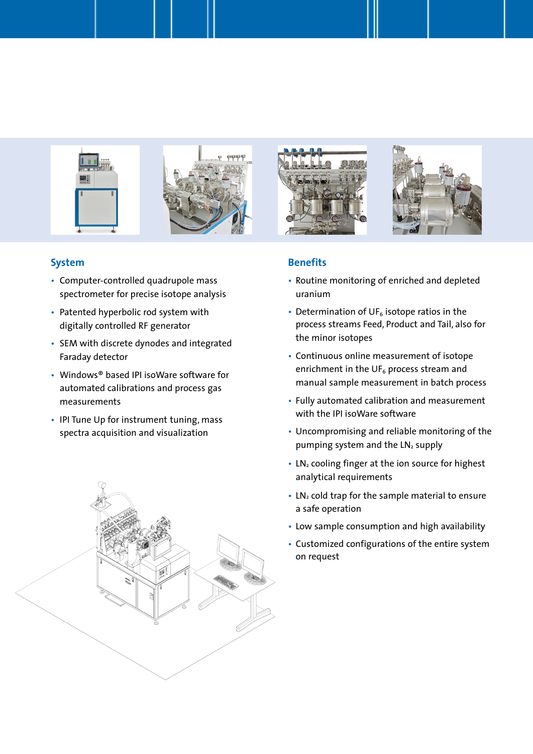## System

- Computer-controlled quadrupole mass spectrometer for precise isotope analysis
- Patented hyperbolic rod system with digitally controlled RF generator
- SEM with discrete dynodes and integrated Faraday detector
- Windows® based IPI isoWare software for automated calibrations and process gas measurements
- IPI Tune Up for instrument tuning, mass spectra acquisition and visualization

## Benefits

- Routine monitoring of enriched and depleted uranium
- Determination of $UF_6$ isotope ratios in the process streams Feed, Product and Tail, also for the minor isotopes
- Continuous online measurement of isotope enrichment in the $UF_6$ process stream and manual sample measurement in batch process
- Fully automated calibration and measurement with the IPI isoWare software
- Uncompromising and reliable monitoring of the pumping system and the $LN_2$ supply
- $LN_2$ cooling finger at the ion source for highest analytical requirements
- $LN_2$ cold trap for the sample material to ensure a safe operation
- Low sample consumption and high availability
- Customized configurations of the entire system on request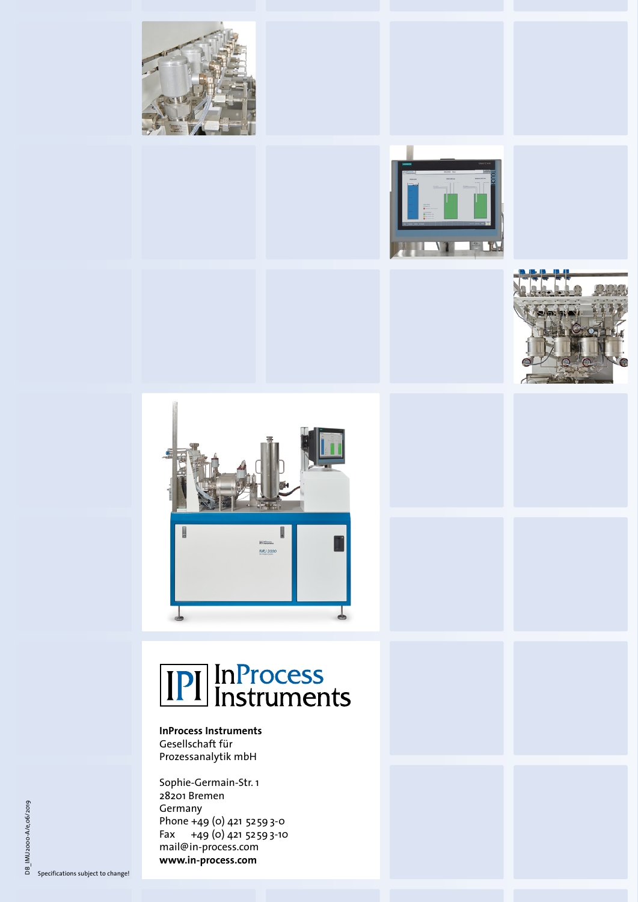InProcess Instruments

**InProcess Instruments**
Gesellschaft für
Prozessanalytik mbH

Sophie-Germain-Str. 1
28201 Bremen
Germany
Phone +49 (0) 421 52 59 3-0
Fax +49 (0) 421 52 59 3-10
mail@in-process.com
**www.in-process.com**

DB_IMU2000-A/e,06/2019

Specifications subject to change!